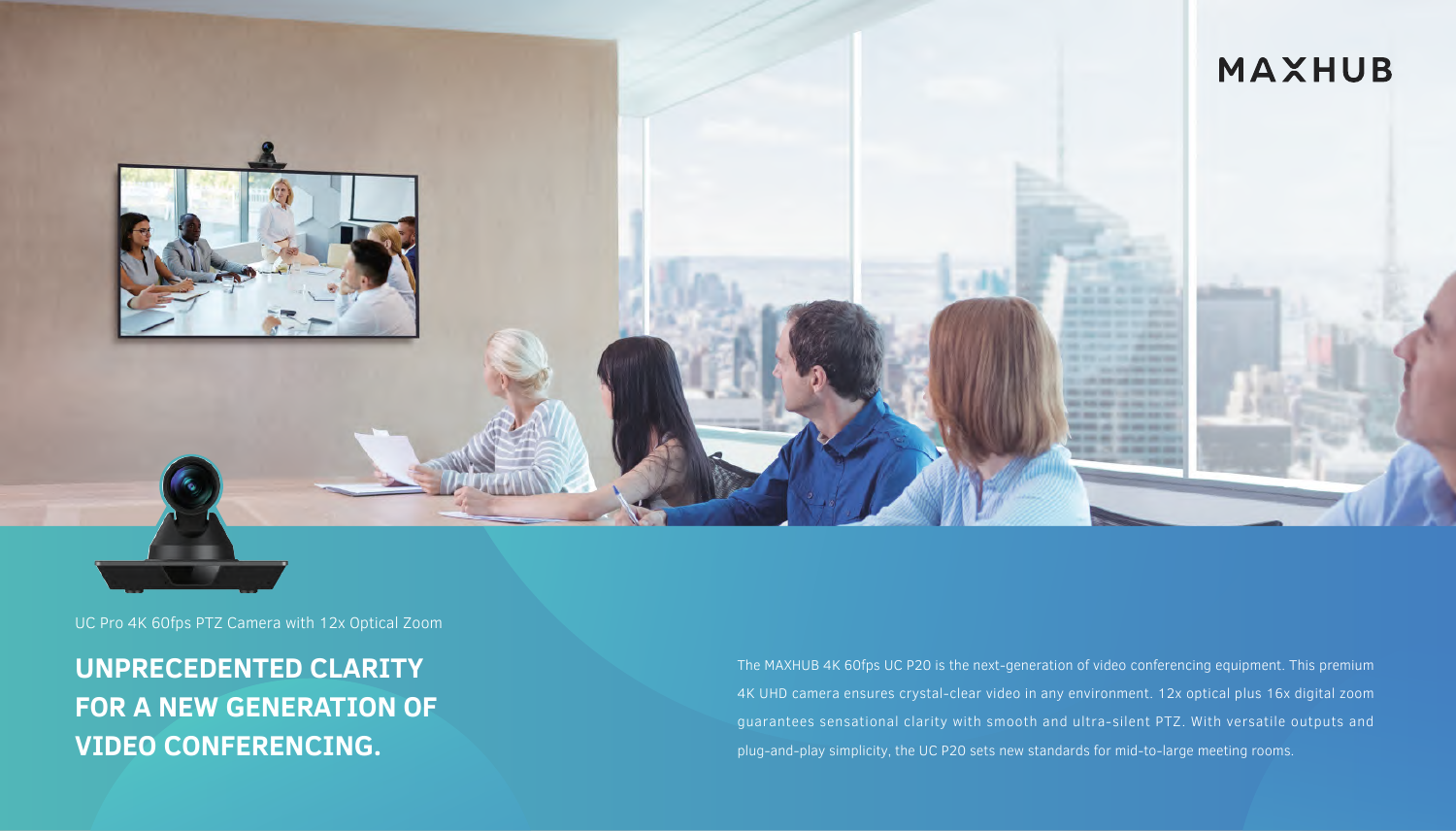MAXHUB

UC Pro 4K 60fps PTZ Camera with 12x Optical Zoom

# UNPRECEDENTED CLARITY FOR A NEW GENERATION OF VIDEO CONFERENCING.

The MAXHUB 4K 60fps UC P20 is the next-generation of video conferencing equipment. This premium 4K UHD camera ensures crystal-clear video in any environment. 12x optical plus 16x digital zoom guarantees sensational clarity with smooth and ultra-silent PTZ. With versatile outputs and plug-and-play simplicity, the UC P20 sets new standards for mid-to-large meeting rooms.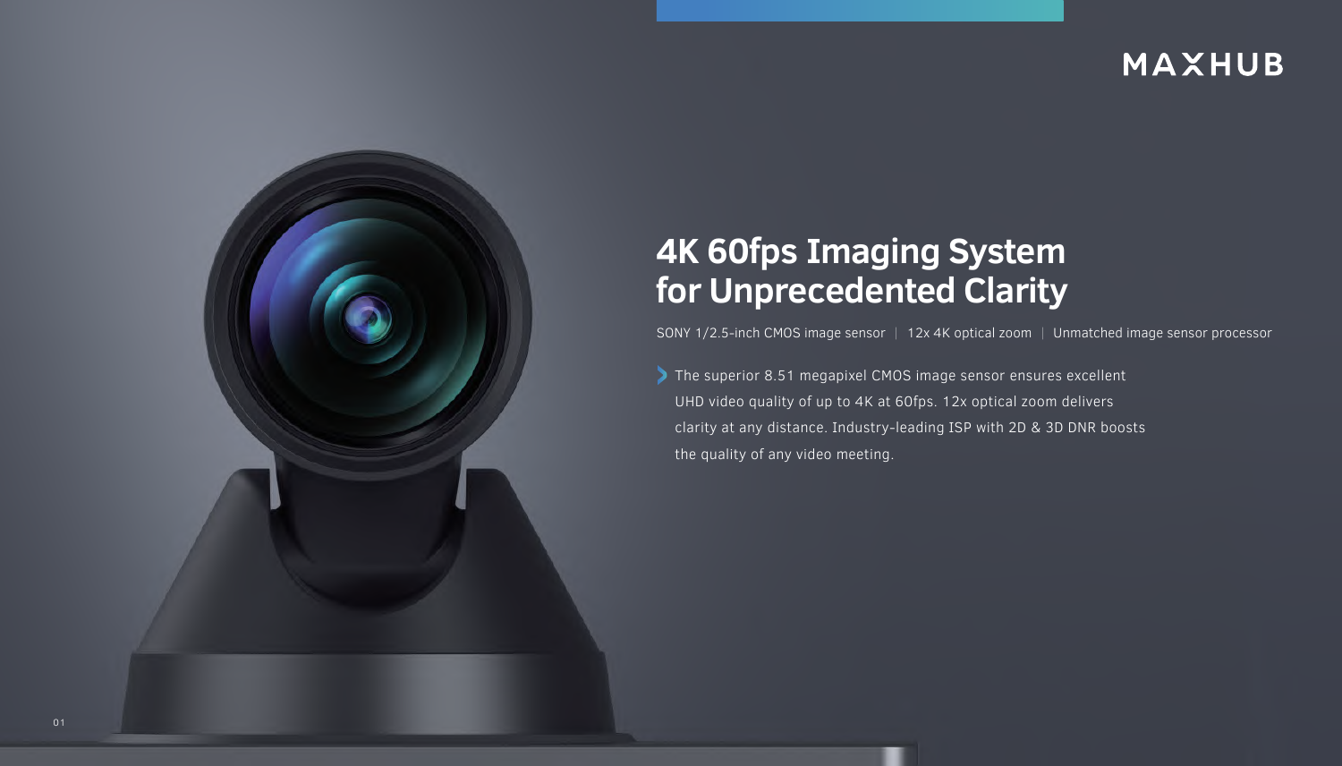MAXHUB

# 4K 60fps Imaging System for Unprecedented Clarity

SONY 1/2.5-inch CMOS image sensor | 12x 4K optical zoom | Unmatched image sensor processor

- The superior 8.51 megapixel CMOS image sensor ensures excellent UHD video quality of up to 4K at 60fps. 12x optical zoom delivers clarity at any distance. Industry-leading ISP with 2D & 3D DNR boosts the quality of any video meeting.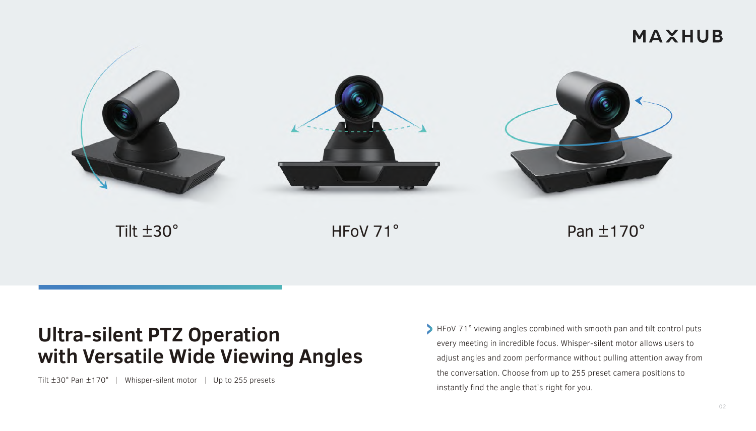Tilt ±30°

HFoV 71°

Pan ±170°

## Ultra-silent PTZ Operation with Versatile Wide Viewing Angles

Tilt ±30° Pan ±170° | Whisper-silent motor | Up to 255 presets

- HFoV 71° viewing angles combined with smooth pan and tilt control puts every meeting in incredible focus. Whisper-silent motor allows users to adjust angles and zoom performance without pulling attention away from the conversation. Choose from up to 255 preset camera positions to instantly find the angle that's right for you.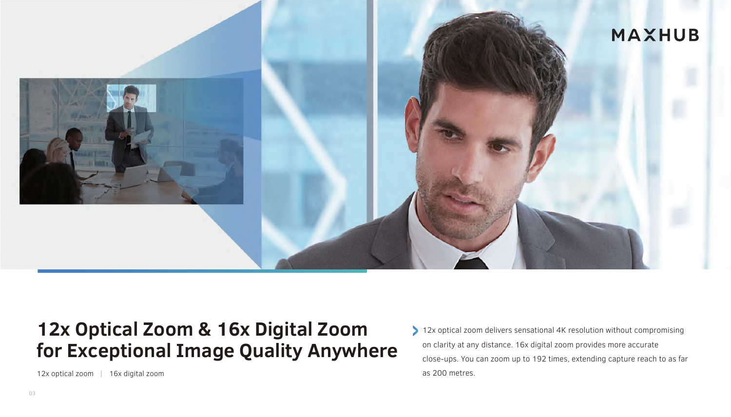# 12x Optical Zoom & 16x Digital Zoom for Exceptional Image Quality Anywhere

12x optical zoom | 16x digital zoom

- 12x optical zoom delivers sensational 4K resolution without compromising on clarity at any distance. 16x digital zoom provides more accurate close-ups. You can zoom up to 192 times, extending capture reach to as far as 200 metres.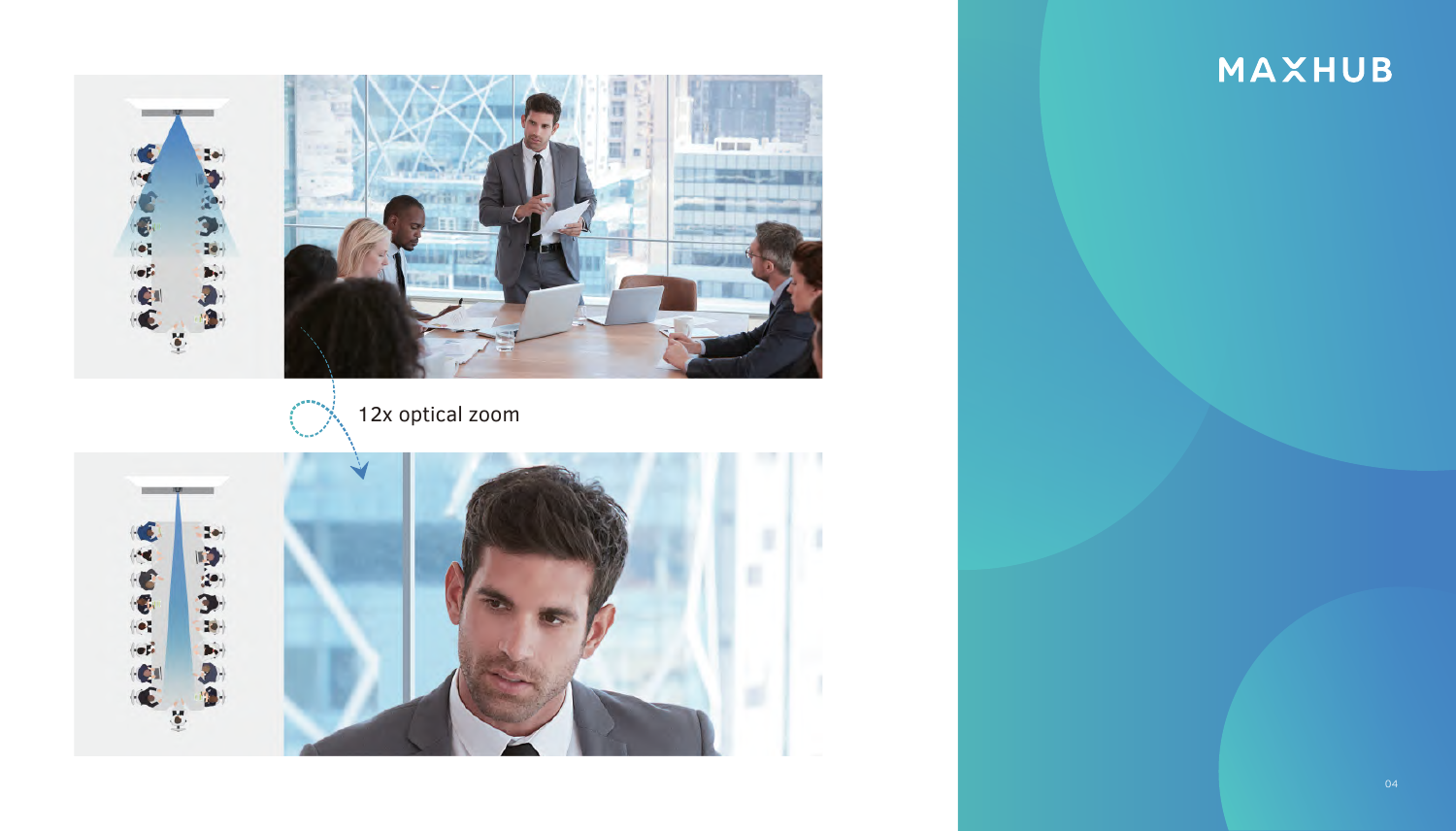12x optical zoom

MAXHUB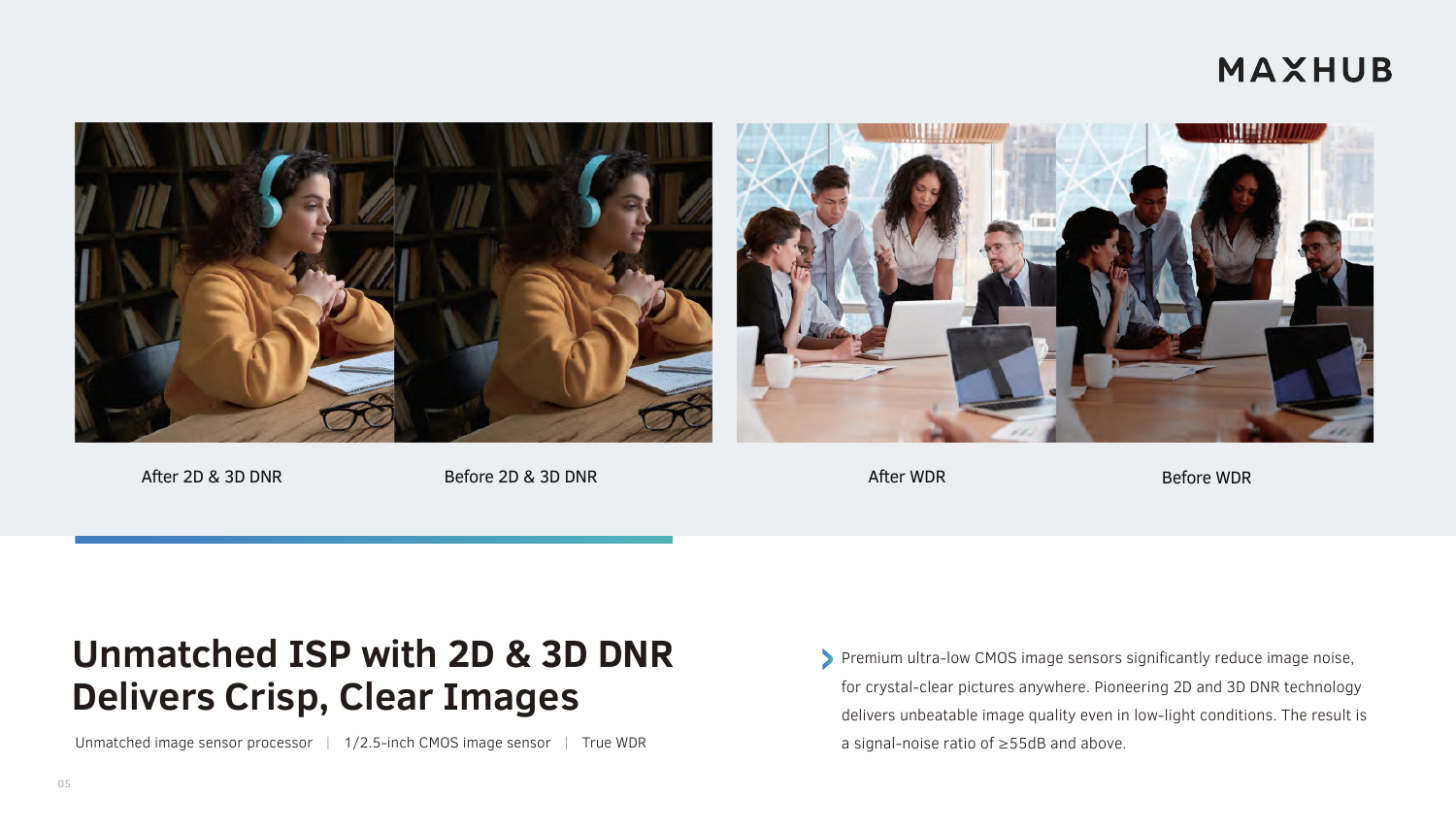After 2D & 3D DNR

Before 2D & 3D DNR

After WDR

Before WDR

## Unmatched ISP with 2D & 3D DNR Delivers Crisp, Clear Images

Unmatched image sensor processor | 1/2.5-inch CMOS image sensor | True WDR

- Premium ultra-low CMOS image sensors significantly reduce image noise, for crystal-clear pictures anywhere. Pioneering 2D and 3D DNR technology delivers unbeatable image quality even in low-light conditions. The result is a signal-noise ratio of ≥55dB and above.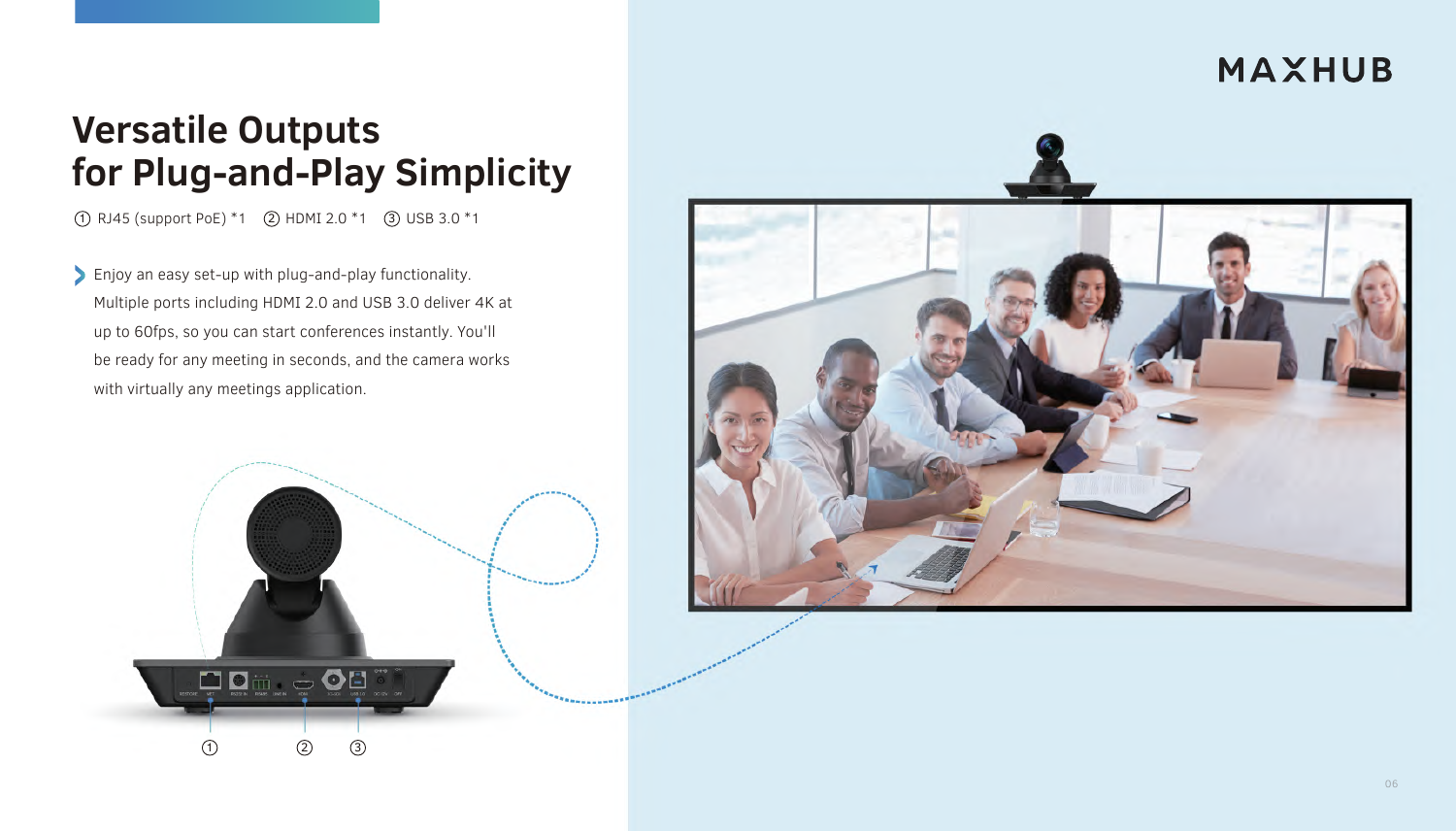# Versatile Outputs for Plug-and-Play Simplicity

① RJ45 (support PoE) *1 ② HDMI 2.0 *1 ③ USB 3.0 *1

- Enjoy an easy set-up with plug-and-play functionality. Multiple ports including HDMI 2.0 and USB 3.0 deliver 4K at up to 60fps, so you can start conferences instantly. You'll be ready for any meeting in seconds, and the camera works with virtually any meetings application.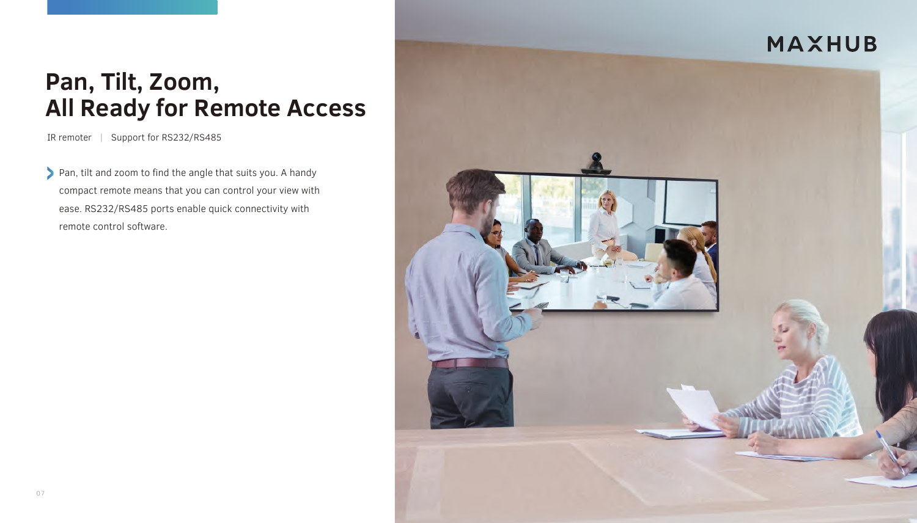# Pan, Tilt, Zoom,
# All Ready for Remote Access

IR remoter | Support for RS232/RS485

- Pan, tilt and zoom to find the angle that suits you. A handy compact remote means that you can control your view with ease. RS232/RS485 ports enable quick connectivity with remote control software.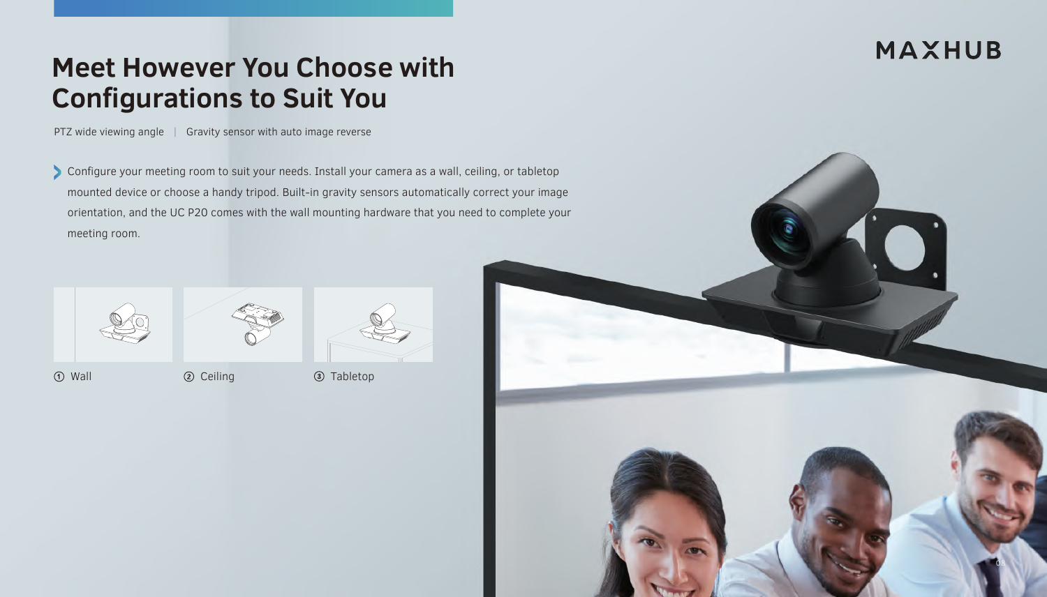# Meet However You Choose with Configurations to Suit You

PTZ wide viewing angle | Gravity sensor with auto image reverse

- Configure your meeting room to suit your needs. Install your camera as a wall, ceiling, or tabletop mounted device or choose a handy tripod. Built-in gravity sensors automatically correct your image orientation, and the UC P20 comes with the wall mounting hardware that you need to complete your meeting room.

① Wall

② Ceiling

③ Tabletop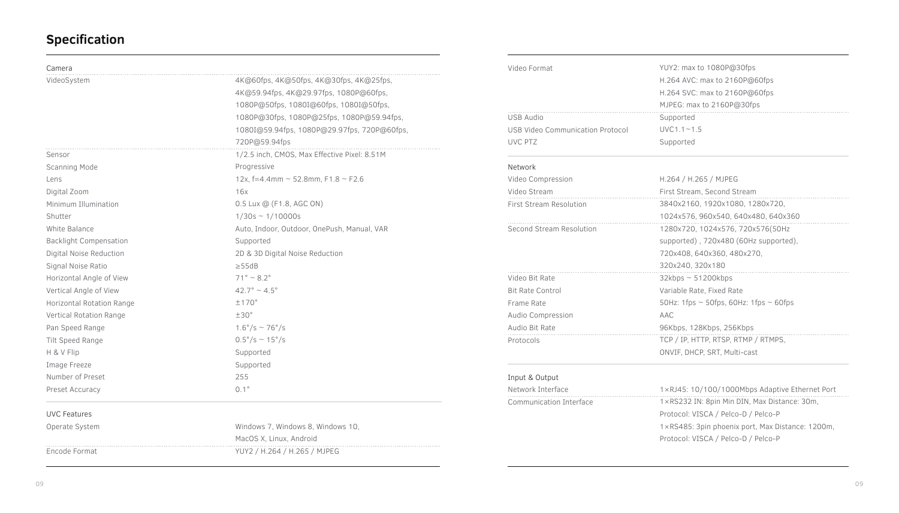## Specification

| Camera | |
|---|---|
| VideoSystem | 4K@60fps, 4K@50fps, 4K@30fps, 4K@25fps, 4K@59.94fps, 4K@29.97fps, 1080P@60fps, 1080P@50fps, 1080I@60fps, 1080I@50fps, 1080P@30fps, 1080P@25fps, 1080P@59.94fps, 1080I@59.94fps, 1080P@29.97fps, 720P@60fps, 720P@59.94fps |
| Sensor | 1/2.5 inch, CMOS, Max Effective Pixel: 8.51M |
| Scanning Mode | Progressive |
| Lens | 12x, f=4.4mm ~ 52.8mm, F1.8 ~ F2.6 |
| Digital Zoom | 16x |
| Minimum Illumination | 0.5 Lux @ (F1.8, AGC ON) |
| Shutter | 1/30s ~ 1/10000s |
| White Balance | Auto, Indoor, Outdoor, OnePush, Manual, VAR |
| Backlight Compensation | Supported |
| Digital Noise Reduction | 2D & 3D Digital Noise Reduction |
| Signal Noise Ratio | ≥55dB |
| Horizontal Angle of View | 71° ~ 8.2° |
| Vertical Angle of View | 42.7° ~ 4.5° |
| Horizontal Rotation Range | ±170° |
| Vertical Rotation Range | ±30° |
| Pan Speed Range | 1.6°/s ~ 76°/s |
| Tilt Speed Range | 0.5°/s ~ 15°/s |
| H & V Flip | Supported |
| Image Freeze | Supported |
| Number of Preset | 255 |
| Preset Accuracy | 0.1° |

| UVC Features | |
|---|---|
| Operate System | Windows 7, Windows 8, Windows 10, MacOS X, Linux, Android |
| Encode Format | YUY2 / H.264 / H.265 / MJPEG |
| Video Format | YUY2: max to 1080P@30fps<br>H.264 AVC: max to 2160P@60fps<br>H.264 SVC: max to 2160P@60fps<br>MJPEG: max to 2160P@30fps |
| USB Audio | Supported |
| USB Video Communication Protocol | UVC1.1~1.5 |
| UVC PTZ | Supported |

| Network | |
|---|---|
| Video Compression | H.264 / H.265 / MJPEG |
| Video Stream | First Stream, Second Stream |
| First Stream Resolution | 3840x2160, 1920x1080, 1280x720, 1024x576, 960x540, 640x480, 640x360 |
| Second Stream Resolution | 1280x720, 1024x576, 720x576(50Hz supported) , 720x480 (60Hz supported), 720x408, 640x360, 480x270, 320x240, 320x180 |
| Video Bit Rate | 32kbps ~ 51200kbps |
| Bit Rate Control | Variable Rate, Fixed Rate |
| Frame Rate | 50Hz: 1fps ~ 50fps, 60Hz: 1fps ~ 60fps |
| Audio Compression | AAC |
| Audio Bit Rate | 96Kbps, 128Kbps, 256Kbps |
| Protocols | TCP / IP, HTTP, RTSP, RTMP / RTMPS, ONVIF, DHCP, SRT, Multi-cast |

| Input & Output | |
|---|---|
| Network Interface | 1×RJ45: 10/100/1000Mbps Adaptive Ethernet Port |
| Communication Interface | 1×RS232 IN: 8pin Min DIN, Max Distance: 30m, Protocol: VISCA / Pelco-D / Pelco-P<br>1×RS485: 3pin phoenix port, Max Distance: 1200m, Protocol: VISCA / Pelco-D / Pelco-P |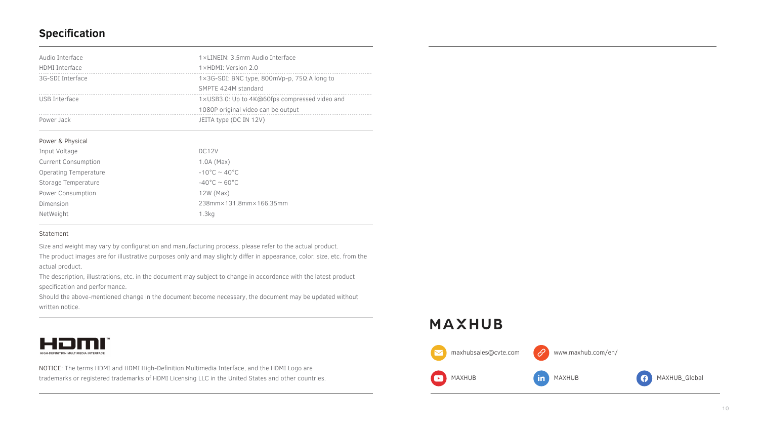## Specification

| | |
|---|---|
| Audio Interface | 1×LINEIN: 3.5mm Audio Interface |
| HDMI Interface | 1×HDMI: Version 2.0 |
| 3G-SDI Interface | 1×3G-SDI: BNC type, 800mVp-p, 75Ω.A long to SMPTE 424M standard |
| USB Interface | 1×USB3.0: Up to 4K@60fps compressed video and 1080P original video can be output |
| Power Jack | JEITA type (DC IN 12V) |

**Power & Physical**

| | |
|---|---|
| Input Voltage | DC12V |
| Current Consumption | 1.0A (Max) |
| Operating Temperature | -10°C ~ 40°C |
| Storage Temperature | -40°C ~ 60°C |
| Power Consumption | 12W (Max) |
| Dimension | 238mm×131.8mm×166.35mm |
| NetWeight | 1.3kg |

**Statement**

Size and weight may vary by configuration and manufacturing process, please refer to the actual product.
The product images are for illustrative purposes only and may slightly differ in appearance, color, size, etc. from the actual product.
The description, illustrations, etc. in the document may subject to change in accordance with the latest product specification and performance.
Should the above-mentioned change in the document become necessary, the document may be updated without written notice.

HDMI HIGH-DEFINITION MULTIMEDIA INTERFACE

NOTICE: The terms HDMI and HDMI High-Definition Multimedia Interface, and the HDMI Logo are trademarks or registered trademarks of HDMI Licensing LLC in the United States and other countries.

MAXHUB

maxhubsales@cvte.com
www.maxhub.com/en/
MAXHUB
MAXHUB
MAXHUB_Global